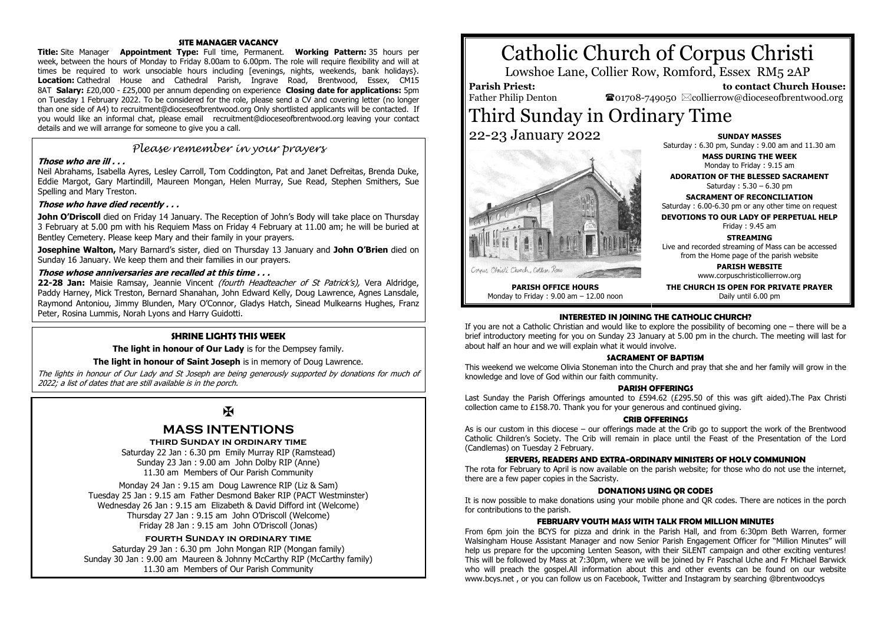# Catholic Church of Corpus Christi

Lowshoe Lane, Collier Row, Romford, Essex RM5 2AP

**Parish Priest:** Father Philip Denton

**to contact Church House:** ☎01708-749050 ✉collierrow@dioceseofbrentwood.org

# Third Sunday in Ordinary Time

22-23 January 2022

**SUNDAY MASSES**
Saturday : 6.30 pm, Sunday : 9.00 am and 11.30 am

**MASS DURING THE WEEK**
Monday to Friday : 9.15 am

**ADORATION OF THE BLESSED SACRAMENT**
Saturday : 5.30 – 6.30 pm

**SACRAMENT OF RECONCILIATION**
Saturday : 6.00-6.30 pm or any other time on request

**DEVOTIONS TO OUR LADY OF PERPETUAL HELP**
Friday : 9.45 am

**STREAMING**
Live and recorded streaming of Mass can be accessed from the Home page of the parish website

**PARISH WEBSITE**
www.corpuschristicollierrow.org

**THE CHURCH IS OPEN FOR PRIVATE PRAYER**
Daily until 6.00 pm

**PARISH OFFICE HOURS**
Monday to Friday : 9.00 am – 12.00 noon

### INTERESTED IN JOINING THE CATHOLIC CHURCH?

If you are not a Catholic Christian and would like to explore the possibility of becoming one – there will be a brief introductory meeting for you on Sunday 23 January at 5.00 pm in the church. The meeting will last for about half an hour and we will explain what it would involve.

### SACRAMENT OF BAPTISM

This weekend we welcome Olivia Stoneman into the Church and pray that she and her family will grow in the knowledge and love of God within our faith community.

### PARISH OFFERINGS

Last Sunday the Parish Offerings amounted to £594.62 (£295.50 of this was gift aided).The Pax Christi collection came to £158.70. Thank you for your generous and continued giving.

### CRIB OFFERINGS

As is our custom in this diocese – our offerings made at the Crib go to support the work of the Brentwood Catholic Children's Society. The Crib will remain in place until the Feast of the Presentation of the Lord (Candlemas) on Tuesday 2 February.

### SERVERS, READERS AND EXTRA-ORDINARY MINISTERS OF HOLY COMMUNION

The rota for February to April is now available on the parish website; for those who do not use the internet, there are a few paper copies in the Sacristy.

### DONATIONS USING QR CODES

It is now possible to make donations using your mobile phone and QR codes. There are notices in the porch for contributions to the parish.

### FEBRUARY YOUTH MASS WITH TALK FROM MILLION MINUTES

From 6pm join the BCYS for pizza and drink in the Parish Hall, and from 6:30pm Beth Warren, former Walsingham House Assistant Manager and now Senior Parish Engagement Officer for "Million Minutes" will help us prepare for the upcoming Lenten Season, with their SiLENT campaign and other exciting ventures! This will be followed by Mass at 7:30pm, where we will be joined by Fr Paschal Uche and Fr Michael Barwick who will preach the gospel.All information about this and other events can be found on our website www.bcys.net , or you can follow us on Facebook, Twitter and Instagram by searching @brentwoodcys

### SITE MANAGER VACANCY

**Title:** Site Manager **Appointment Type:** Full time, Permanent. **Working Pattern:** 35 hours per week, between the hours of Monday to Friday 8.00am to 6.00pm. The role will require flexibility and will at times be required to work unsociable hours including [evenings, nights, weekends, bank holidays}. **Location:** Cathedral House and Cathedral Parish, Ingrave Road, Brentwood, Essex, CM15 8AT **Salary:** £20,000 - £25,000 per annum depending on experience **Closing date for applications:** 5pm on Tuesday 1 February 2022. To be considered for the role, please send a CV and covering letter (no longer than one side of A4) to recruitment@dioceseofbrentwood.org Only shortlisted applicants will be contacted. If you would like an informal chat, please email recruitment@dioceseofbrentwood.org leaving your contact details and we will arrange for someone to give you a call.

## *Please remember in your prayers*

***Those who are ill . . .***

Neil Abrahams, Isabella Ayres, Lesley Carroll, Tom Coddington, Pat and Janet Defreitas, Brenda Duke, Eddie Margot, Gary Martindill, Maureen Mongan, Helen Murray, Sue Read, Stephen Smithers, Sue Spelling and Mary Treston.

***Those who have died recently . . .***

**John O'Driscoll** died on Friday 14 January. The Reception of John's Body will take place on Thursday 3 February at 5.00 pm with his Requiem Mass on Friday 4 February at 11.00 am; he will be buried at Bentley Cemetery. Please keep Mary and their family in your prayers.

**Josephine Walton,** Mary Barnard's sister, died on Thursday 13 January and **John O'Brien** died on Sunday 16 January. We keep them and their families in our prayers.

***Those whose anniversaries are recalled at this time . . .***

**22-28 Jan:** Maisie Ramsay, Jeannie Vincent *(fourth Headteacher of St Patrick's),* Vera Aldridge, Paddy Harney, Mick Treston, Bernard Shanahan, John Edward Kelly, Doug Lawrence, Agnes Lansdale, Raymond Antoniou, Jimmy Blunden, Mary O'Connor, Gladys Hatch, Sinead Mulkearns Hughes, Franz Peter, Rosina Lummis, Norah Lyons and Harry Guidotti.

### SHRINE LIGHTS THIS WEEK

**The light in honour of Our Lady** is for the Dempsey family.

**The light in honour of Saint Joseph** is in memory of Doug Lawrence.

*The lights in honour of Our Lady and St Joseph are being generously supported by donations for much of 2022; a list of dates that are still available is in the porch.*

## MASS INTENTIONS

**THIRD SUNDAY IN ORDINARY TIME**

Saturday 22 Jan : 6.30 pm Emily Murray RIP (Ramstead)
Sunday 23 Jan : 9.00 am John Dolby RIP (Anne)
11.30 am Members of Our Parish Community

Monday 24 Jan : 9.15 am Doug Lawrence RIP (Liz & Sam)
Tuesday 25 Jan : 9.15 am Father Desmond Baker RIP (PACT Westminster)
Wednesday 26 Jan : 9.15 am Elizabeth & David Difford int (Welcome)
Thursday 27 Jan : 9.15 am John O'Driscoll (Welcome)
Friday 28 Jan : 9.15 am John O'Driscoll (Jonas)

**FOURTH SUNDAY IN ORDINARY TIME**

Saturday 29 Jan : 6.30 pm John Mongan RIP (Mongan family)
Sunday 30 Jan : 9.00 am Maureen & Johnny McCarthy RIP (McCarthy family)
11.30 am Members of Our Parish Community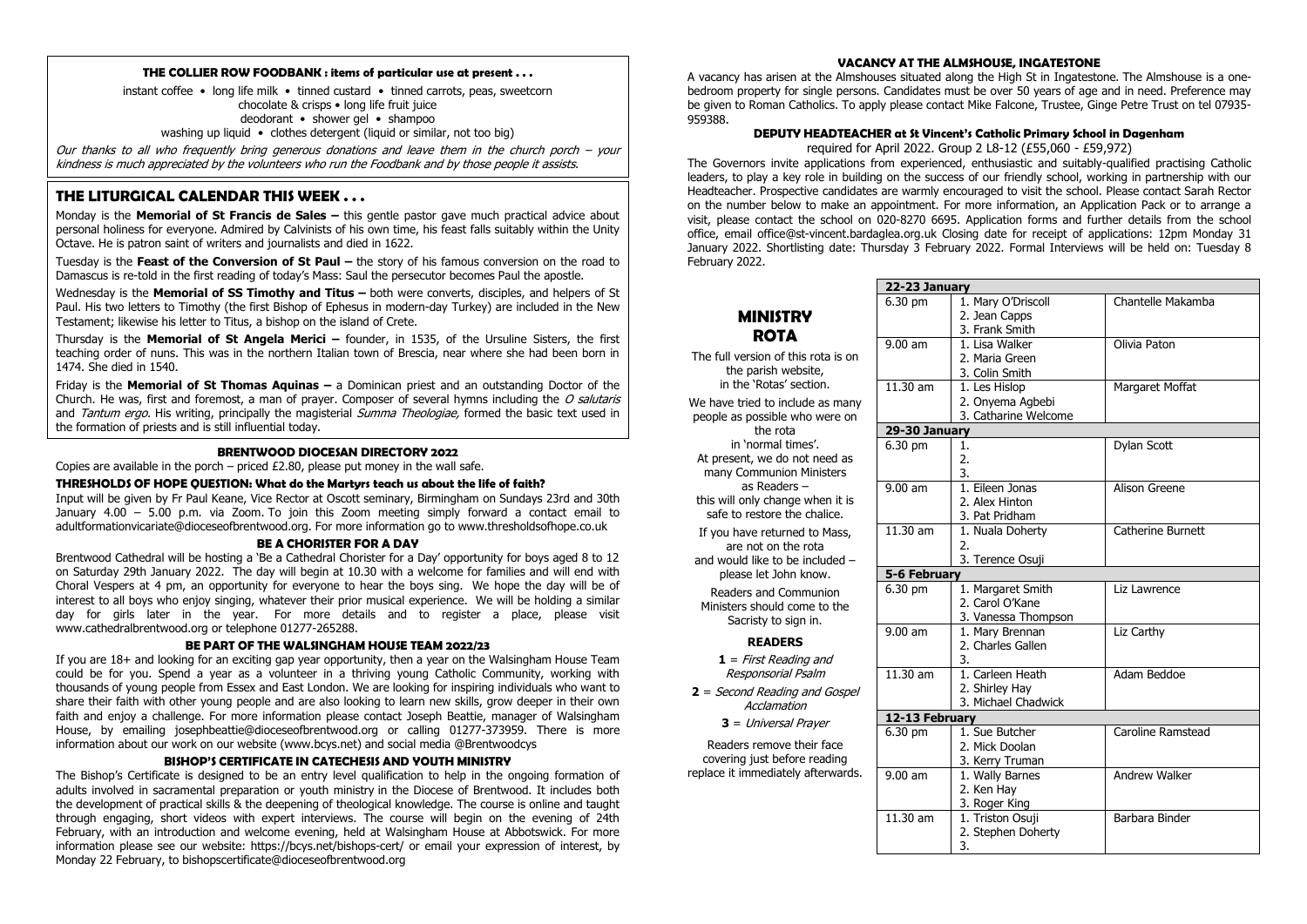**THE COLLIER ROW FOODBANK : items of particular use at present . . .**

instant coffee • long life milk • tinned custard • tinned carrots, peas, sweetcorn
chocolate & crisps • long life fruit juice
deodorant • shower gel • shampoo
washing up liquid • clothes detergent (liquid or similar, not too big)

*Our thanks to all who frequently bring generous donations and leave them in the church porch – your kindness is much appreciated by the volunteers who run the Foodbank and by those people it assists.*

## THE LITURGICAL CALENDAR THIS WEEK . . .

Monday is the **Memorial of St Francis de Sales –** this gentle pastor gave much practical advice about personal holiness for everyone. Admired by Calvinists of his own time, his feast falls suitably within the Unity Octave. He is patron saint of writers and journalists and died in 1622.

Tuesday is the **Feast of the Conversion of St Paul –** the story of his famous conversion on the road to Damascus is re-told in the first reading of today's Mass: Saul the persecutor becomes Paul the apostle.

Wednesday is the **Memorial of SS Timothy and Titus –** both were converts, disciples, and helpers of St Paul. His two letters to Timothy (the first Bishop of Ephesus in modern-day Turkey) are included in the New Testament; likewise his letter to Titus, a bishop on the island of Crete.

Thursday is the **Memorial of St Angela Merici –** founder, in 1535, of the Ursuline Sisters, the first teaching order of nuns. This was in the northern Italian town of Brescia, near where she had been born in 1474. She died in 1540.

Friday is the **Memorial of St Thomas Aquinas –** a Dominican priest and an outstanding Doctor of the Church. He was, first and foremost, a man of prayer. Composer of several hymns including the *O salutaris* and *Tantum ergo*. His writing, principally the magisterial *Summa Theologiae,* formed the basic text used in the formation of priests and is still influential today.

### BRENTWOOD DIOCESAN DIRECTORY 2022

Copies are available in the porch – priced £2.80, please put money in the wall safe.

### THRESHOLDS OF HOPE QUESTION: What do the Martyrs teach us about the life of faith?

Input will be given by Fr Paul Keane, Vice Rector at Oscott seminary, Birmingham on Sundays 23rd and 30th January 4.00 – 5.00 p.m. via Zoom. To join this Zoom meeting simply forward a contact email to adultformationvicariate@dioceseofbrentwood.org. For more information go to www.thresholdsofhope.co.uk

### BE A CHORISTER FOR A DAY

Brentwood Cathedral will be hosting a 'Be a Cathedral Chorister for a Day' opportunity for boys aged 8 to 12 on Saturday 29th January 2022. The day will begin at 10.30 with a welcome for families and will end with Choral Vespers at 4 pm, an opportunity for everyone to hear the boys sing. We hope the day will be of interest to all boys who enjoy singing, whatever their prior musical experience. We will be holding a similar day for girls later in the year. For more details and to register a place, please visit www.cathedralbrentwood.org or telephone 01277-265288.

### BE PART OF THE WALSINGHAM HOUSE TEAM 2022/23

If you are 18+ and looking for an exciting gap year opportunity, then a year on the Walsingham House Team could be for you. Spend a year as a volunteer in a thriving young Catholic Community, working with thousands of young people from Essex and East London. We are looking for inspiring individuals who want to share their faith with other young people and are also looking to learn new skills, grow deeper in their own faith and enjoy a challenge. For more information please contact Joseph Beattie, manager of Walsingham House, by emailing josephbeattie@dioceseofbrentwood.org or calling 01277-373959. There is more information about our work on our website (www.bcys.net) and social media @Brentwoodcys

### BISHOP'S CERTIFICATE IN CATECHESIS AND YOUTH MINISTRY

The Bishop's Certificate is designed to be an entry level qualification to help in the ongoing formation of adults involved in sacramental preparation or youth ministry in the Diocese of Brentwood. It includes both the development of practical skills & the deepening of theological knowledge. The course is online and taught through engaging, short videos with expert interviews. The course will begin on the evening of 24th February, with an introduction and welcome evening, held at Walsingham House at Abbotswick. For more information please see our website: https://bcys.net/bishops-cert/ or email your expression of interest, by Monday 22 February, to bishopscertificate@dioceseofbrentwood.org

### VACANCY AT THE ALMSHOUSE, INGATESTONE

A vacancy has arisen at the Almshouses situated along the High St in Ingatestone. The Almshouse is a one-bedroom property for single persons. Candidates must be over 50 years of age and in need. Preference may be given to Roman Catholics. To apply please contact Mike Falcone, Trustee, Ginge Petre Trust on tel 07935-959388.

### DEPUTY HEADTEACHER at St Vincent's Catholic Primary School in Dagenham

required for April 2022. Group 2 L8-12 (£55,060 - £59,972)

The Governors invite applications from experienced, enthusiastic and suitably-qualified practising Catholic leaders, to play a key role in building on the success of our friendly school, working in partnership with our Headteacher. Prospective candidates are warmly encouraged to visit the school. Please contact Sarah Rector on the number below to make an appointment. For more information, an Application Pack or to arrange a visit, please contact the school on 020-8270 6695. Application forms and further details from the school office, email office@st-vincent.bardaglea.org.uk Closing date for receipt of applications: 12pm Monday 31 January 2022. Shortlisting date: Thursday 3 February 2022. Formal Interviews will be held on: Tuesday 8 February 2022.

## MINISTRY ROTA

The full version of this rota is on the parish website, in the 'Rotas' section.

We have tried to include as many people as possible who were on the rota in 'normal times'. At present, we do not need as many Communion Ministers as Readers – this will only change when it is safe to restore the chalice.

If you have returned to Mass, are not on the rota and would like to be included – please let John know.

Readers and Communion Ministers should come to the Sacristy to sign in.

### READERS

**1** = *First Reading and Responsorial Psalm*

**2** = *Second Reading and Gospel Acclamation*

**3** = *Universal Prayer*

Readers remove their face covering just before reading replace it immediately afterwards.

| | | |
|---|---|---|
| **22-23 January** | | |
| 6.30 pm | 1. Mary O'Driscoll<br>2. Jean Capps<br>3. Frank Smith | Chantelle Makamba |
| 9.00 am | 1. Lisa Walker<br>2. Maria Green<br>3. Colin Smith | Olivia Paton |
| 11.30 am | 1. Les Hislop<br>2. Onyema Agbebi<br>3. Catharine Welcome | Margaret Moffat |
| **29-30 January** | | |
| 6.30 pm | 1.<br>2.<br>3. | Dylan Scott |
| 9.00 am | 1. Eileen Jonas<br>2. Alex Hinton<br>3. Pat Pridham | Alison Greene |
| 11.30 am | 1. Nuala Doherty<br>2.<br>3. Terence Osuji | Catherine Burnett |
| **5-6 February** | | |
| 6.30 pm | 1. Margaret Smith<br>2. Carol O'Kane<br>3. Vanessa Thompson | Liz Lawrence |
| 9.00 am | 1. Mary Brennan<br>2. Charles Gallen<br>3. | Liz Carthy |
| 11.30 am | 1. Carleen Heath<br>2. Shirley Hay<br>3. Michael Chadwick | Adam Beddoe |
| **12-13 February** | | |
| 6.30 pm | 1. Sue Butcher<br>2. Mick Doolan<br>3. Kerry Truman | Caroline Ramstead |
| 9.00 am | 1. Wally Barnes<br>2. Ken Hay<br>3. Roger King | Andrew Walker |
| 11.30 am | 1. Triston Osuji<br>2. Stephen Doherty<br>3. | Barbara Binder |